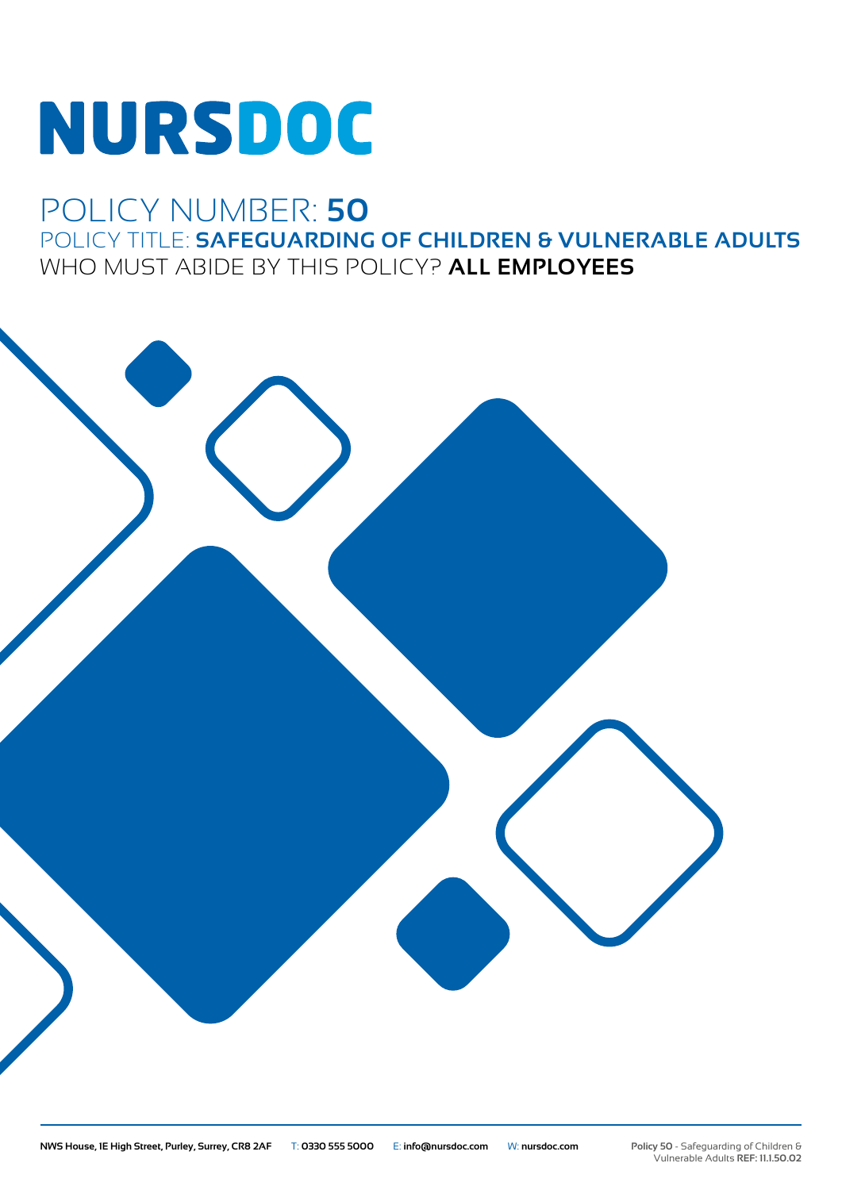# NURSDOC

## POLICY NUMBER: **50**

## POLICY TITLE: **SAFEGUARDING OF CHILDREN & VULNERABLE ADULTS**

## WHO MUST ABIDE BY THIS POLICY? **ALL EMPLOYEES**

**NWS House, 1E High Street, Purley, Surrey, CR8 2AF** T: **0330 555 5000** E: **info@nursdoc.com** W: **nursdoc.com**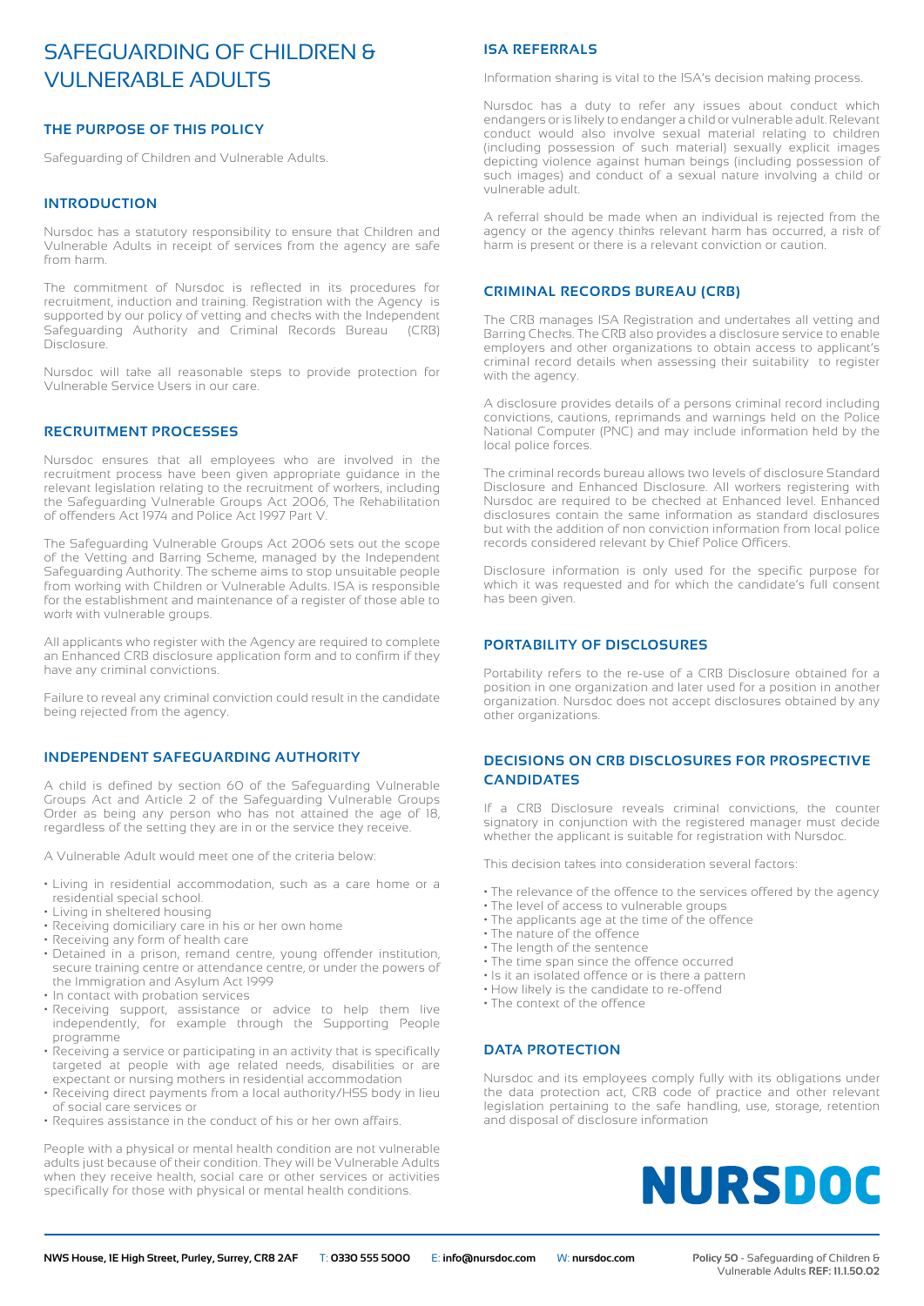# SAFEGUARDING OF CHILDREN & VULNERABLE ADULTS

## THE PURPOSE OF THIS POLICY

Safeguarding of Children and Vulnerable Adults.

## INTRODUCTION

Nursdoc has a statutory responsibility to ensure that Children and Vulnerable Adults in receipt of services from the agency are safe from harm.

The commitment of Nursdoc is reflected in its procedures for recruitment, induction and training. Registration with the Agency is supported by our policy of vetting and checks with the Independent Safeguarding Authority and Criminal Records Bureau (CRB) Disclosure.

Nursdoc will take all reasonable steps to provide protection for Vulnerable Service Users in our care.

## RECRUITMENT PROCESSES

Nursdoc ensures that all employees who are involved in the recruitment process have been given appropriate guidance in the relevant legislation relating to the recruitment of workers, including the Safeguarding Vulnerable Groups Act 2006, The Rehabilitation of offenders Act 1974 and Police Act 1997 Part V.

The Safeguarding Vulnerable Groups Act 2006 sets out the scope of the Vetting and Barring Scheme, managed by the Independent Safeguarding Authority. The scheme aims to stop unsuitable people from working with Children or Vulnerable Adults. ISA is responsible for the establishment and maintenance of a register of those able to work with vulnerable groups.

All applicants who register with the Agency are required to complete an Enhanced CRB disclosure application form and to confirm if they have any criminal convictions.

Failure to reveal any criminal conviction could result in the candidate being rejected from the agency.

## INDEPENDENT SAFEGUARDING AUTHORITY

A child is defined by section 60 of the Safeguarding Vulnerable Groups Act and Article 2 of the Safeguarding Vulnerable Groups Order as being any person who has not attained the age of 18, regardless of the setting they are in or the service they receive.

A Vulnerable Adult would meet one of the criteria below:

- Living in residential accommodation, such as a care home or a residential special school.
- Living in sheltered housing
- Receiving domiciliary care in his or her own home
- Receiving any form of health care
- Detained in a prison, remand centre, young offender institution, secure training centre or attendance centre, or under the powers of the Immigration and Asylum Act 1999
- In contact with probation services
- Receiving support, assistance or advice to help them live independently, for example through the Supporting People programme
- Receiving a service or participating in an activity that is specifically targeted at people with age related needs, disabilities or are expectant or nursing mothers in residential accommodation
- Receiving direct payments from a local authority/HSS body in lieu of social care services or
- Requires assistance in the conduct of his or her own affairs.

People with a physical or mental health condition are not vulnerable adults just because of their condition. They will be Vulnerable Adults when they receive health, social care or other services or activities specifically for those with physical or mental health conditions.

## ISA REFERRALS

Information sharing is vital to the ISA's decision making process.

Nursdoc has a duty to refer any issues about conduct which endangers or is likely to endanger a child or vulnerable adult. Relevant conduct would also involve sexual material relating to children (including possession of such material) sexually explicit images depicting violence against human beings (including possession of such images) and conduct of a sexual nature involving a child or vulnerable adult.

A referral should be made when an individual is rejected from the agency or the agency thinks relevant harm has occurred, a risk of harm is present or there is a relevant conviction or caution.

## CRIMINAL RECORDS BUREAU (CRB)

The CRB manages ISA Registration and undertakes all vetting and Barring Checks. The CRB also provides a disclosure service to enable employers and other organizations to obtain access to applicant's criminal record details when assessing their suitability to register with the agency.

A disclosure provides details of a persons criminal record including convictions, cautions, reprimands and warnings held on the Police National Computer (PNC) and may include information held by the local police forces.

The criminal records bureau allows two levels of disclosure Standard Disclosure and Enhanced Disclosure. All workers registering with Nursdoc are required to be checked at Enhanced level. Enhanced disclosures contain the same information as standard disclosures but with the addition of non conviction information from local police records considered relevant by Chief Police Officers.

Disclosure information is only used for the specific purpose for which it was requested and for which the candidate's full consent has been given.

## PORTABILITY OF DISCLOSURES

Portability refers to the re-use of a CRB Disclosure obtained for a position in one organization and later used for a position in another organization. Nursdoc does not accept disclosures obtained by any other organizations.

## DECISIONS ON CRB DISCLOSURES FOR PROSPECTIVE CANDIDATES

If a CRB Disclosure reveals criminal convictions, the counter signatory in conjunction with the registered manager must decide whether the applicant is suitable for registration with Nursdoc.

This decision takes into consideration several factors:

- The relevance of the offence to the services offered by the agency
- The level of access to vulnerable groups
- The applicants age at the time of the offence
- The nature of the offence
- The length of the sentence
- The time span since the offence occurred
- Is it an isolated offence or is there a pattern
- How likely is the candidate to re-offend
- The context of the offence

## DATA PROTECTION

Nursdoc and its employees comply fully with its obligations under the data protection act, CRB code of practice and other relevant legislation pertaining to the safe handling, use, storage, retention and disposal of disclosure information

NURSDOC

NWS House, 1E High Street, Purley, Surrey, CR8 2AF T: 0330 555 5000 E: info@nursdoc.com W: nursdoc.com

Policy 50 - Safeguarding of Children & Vulnerable Adults REF: 11.1.50.02